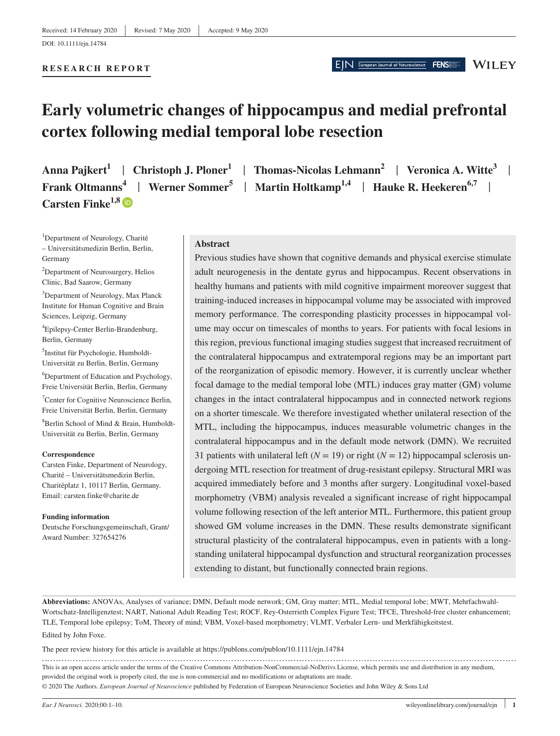Received: 14 February 2020 | Revised: 7 May 2020 | Accepted: 9 May 2020

DOI: 10.1111/ejn.14784

**RESEARCH REPORT**

# Early volumetric changes of hippocampus and medial prefrontal cortex following medial temporal lobe resection

**Anna Pajkert[1] | Christoph J. Ploner[1] | Thomas-Nicolas Lehmann[2] | Veronica A. Witte[3] | Frank Oltmanns[4] | Werner Sommer[5] | Martin Holtkamp[1,4] | Hauke R. Heekeren[6,7] | Carsten Finke[1,8]**

[1]Department of Neurology, Charité – Universitätsmedizin Berlin, Berlin, Germany

[2]Department of Neurosurgery, Helios Clinic, Bad Saarow, Germany

[3]Department of Neurology, Max Planck Institute for Human Cognitive and Brain Sciences, Leipzig, Germany

[4]Epilepsy-Center Berlin-Brandenburg, Berlin, Germany

[5]Institut für Psychologie, Humboldt-Universität zu Berlin, Berlin, Germany

[6]Department of Education and Psychology, Freie Universität Berlin, Berlin, Germany

[7]Center for Cognitive Neuroscience Berlin, Freie Universität Berlin, Berlin, Germany

[8]Berlin School of Mind & Brain, Humboldt-Universität zu Berlin, Berlin, Germany

**Correspondence**
Carsten Finke, Department of Neurology, Charité – Universitätsmedizin Berlin, Charitéplatz 1, 10117 Berlin, Germany.
Email: carsten.finke@charite.de

**Funding information**
Deutsche Forschungsgemeinschaft, Grant/Award Number: 327654276

## Abstract

Previous studies have shown that cognitive demands and physical exercise stimulate adult neurogenesis in the dentate gyrus and hippocampus. Recent observations in healthy humans and patients with mild cognitive impairment moreover suggest that training-induced increases in hippocampal volume may be associated with improved memory performance. The corresponding plasticity processes in hippocampal volume may occur on timescales of months to years. For patients with focal lesions in this region, previous functional imaging studies suggest that increased recruitment of the contralateral hippocampus and extratemporal regions may be an important part of the reorganization of episodic memory. However, it is currently unclear whether focal damage to the medial temporal lobe (MTL) induces gray matter (GM) volume changes in the intact contralateral hippocampus and in connected network regions on a shorter timescale. We therefore investigated whether unilateral resection of the MTL, including the hippocampus, induces measurable volumetric changes in the contralateral hippocampus and in the default mode network (DMN). We recruited 31 patients with unilateral left ($N = 19$) or right ($N = 12$) hippocampal sclerosis undergoing MTL resection for treatment of drug-resistant epilepsy. Structural MRI was acquired immediately before and 3 months after surgery. Longitudinal voxel-based morphometry (VBM) analysis revealed a significant increase of right hippocampal volume following resection of the left anterior MTL. Furthermore, this patient group showed GM volume increases in the DMN. These results demonstrate significant structural plasticity of the contralateral hippocampus, even in patients with a long-standing unilateral hippocampal dysfunction and structural reorganization processes extending to distant, but functionally connected brain regions.

**Abbreviations:** ANOVAs, Analyses of variance; DMN, Default mode network; GM, Gray matter; MTL, Medial temporal lobe; MWT, Mehrfachwahl-Wortschatz-Intelligenztest; NART, National Adult Reading Test; ROCF, Rey-Osterrieth Complex Figure Test; TFCE, Threshold-free cluster enhancement; TLE, Temporal lobe epilepsy; ToM, Theory of mind; VBM, Voxel-based morphometry; VLMT, Verbaler Lern- und Merkfähigkeitstest.

Edited by John Foxe.

The peer review history for this article is available at https://publons.com/publon/10.1111/ejn.14784

This is an open access article under the terms of the Creative Commons Attribution-NonCommercial-NoDerivs License, which permits use and distribution in any medium, provided the original work is properly cited, the use is non-commercial and no modifications or adaptations are made.

© 2020 The Authors. *European Journal of Neuroscience* published by Federation of European Neuroscience Societies and John Wiley & Sons Ltd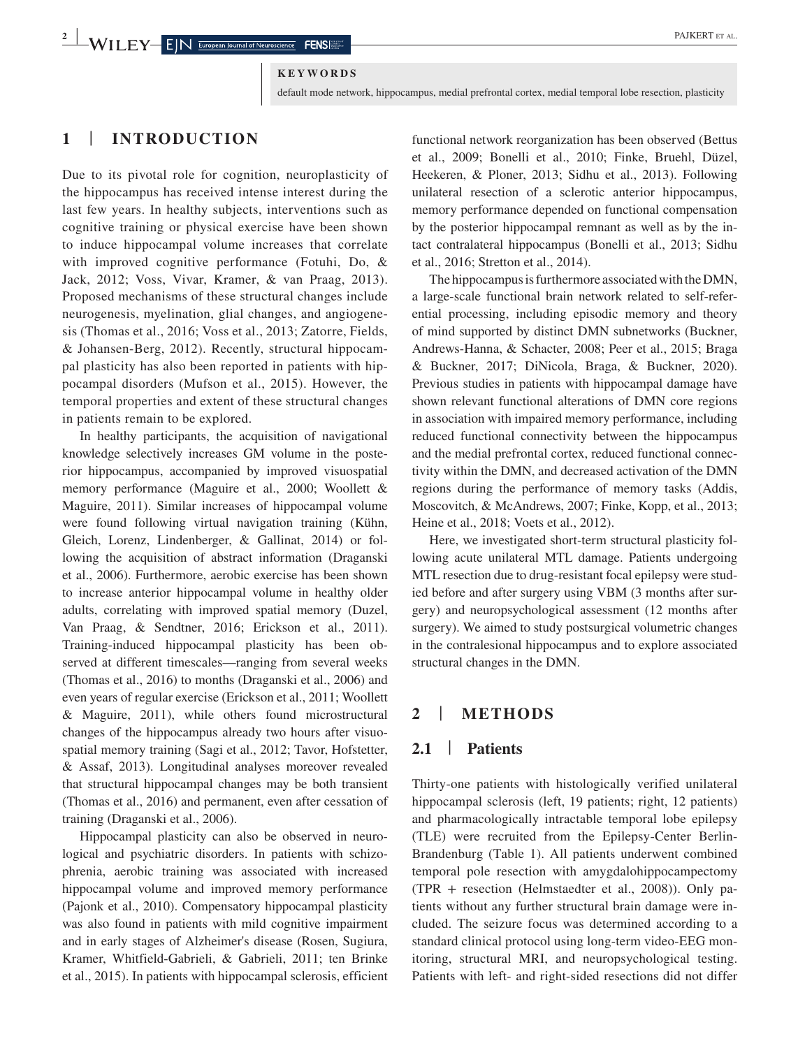**KEYWORDS**

default mode network, hippocampus, medial prefrontal cortex, medial temporal lobe resection, plasticity

## 1 | INTRODUCTION

Due to its pivotal role for cognition, neuroplasticity of the hippocampus has received intense interest during the last few years. In healthy subjects, interventions such as cognitive training or physical exercise have been shown to induce hippocampal volume increases that correlate with improved cognitive performance (Fotuhi, Do, & Jack, 2012; Voss, Vivar, Kramer, & van Praag, 2013). Proposed mechanisms of these structural changes include neurogenesis, myelination, glial changes, and angiogenesis (Thomas et al., 2016; Voss et al., 2013; Zatorre, Fields, & Johansen-Berg, 2012). Recently, structural hippocampal plasticity has also been reported in patients with hippocampal disorders (Mufson et al., 2015). However, the temporal properties and extent of these structural changes in patients remain to be explored.

In healthy participants, the acquisition of navigational knowledge selectively increases GM volume in the posterior hippocampus, accompanied by improved visuospatial memory performance (Maguire et al., 2000; Woollett & Maguire, 2011). Similar increases of hippocampal volume were found following virtual navigation training (Kühn, Gleich, Lorenz, Lindenberger, & Gallinat, 2014) or following the acquisition of abstract information (Draganski et al., 2006). Furthermore, aerobic exercise has been shown to increase anterior hippocampal volume in healthy older adults, correlating with improved spatial memory (Duzel, Van Praag, & Sendtner, 2016; Erickson et al., 2011). Training-induced hippocampal plasticity has been observed at different timescales—ranging from several weeks (Thomas et al., 2016) to months (Draganski et al., 2006) and even years of regular exercise (Erickson et al., 2011; Woollett & Maguire, 2011), while others found microstructural changes of the hippocampus already two hours after visuospatial memory training (Sagi et al., 2012; Tavor, Hofstetter, & Assaf, 2013). Longitudinal analyses moreover revealed that structural hippocampal changes may be both transient (Thomas et al., 2016) and permanent, even after cessation of training (Draganski et al., 2006).

Hippocampal plasticity can also be observed in neurological and psychiatric disorders. In patients with schizophrenia, aerobic training was associated with increased hippocampal volume and improved memory performance (Pajonk et al., 2010). Compensatory hippocampal plasticity was also found in patients with mild cognitive impairment and in early stages of Alzheimer's disease (Rosen, Sugiura, Kramer, Whitfield-Gabrieli, & Gabrieli, 2011; ten Brinke et al., 2015). In patients with hippocampal sclerosis, efficient functional network reorganization has been observed (Bettus et al., 2009; Bonelli et al., 2010; Finke, Bruehl, Düzel, Heekeren, & Ploner, 2013; Sidhu et al., 2013). Following unilateral resection of a sclerotic anterior hippocampus, memory performance depended on functional compensation by the posterior hippocampal remnant as well as by the intact contralateral hippocampus (Bonelli et al., 2013; Sidhu et al., 2016; Stretton et al., 2014).

The hippocampus is furthermore associated with the DMN, a large-scale functional brain network related to self-referential processing, including episodic memory and theory of mind supported by distinct DMN subnetworks (Buckner, Andrews-Hanna, & Schacter, 2008; Peer et al., 2015; Braga & Buckner, 2017; DiNicola, Braga, & Buckner, 2020). Previous studies in patients with hippocampal damage have shown relevant functional alterations of DMN core regions in association with impaired memory performance, including reduced functional connectivity between the hippocampus and the medial prefrontal cortex, reduced functional connectivity within the DMN, and decreased activation of the DMN regions during the performance of memory tasks (Addis, Moscovitch, & McAndrews, 2007; Finke, Kopp, et al., 2013; Heine et al., 2018; Voets et al., 2012).

Here, we investigated short-term structural plasticity following acute unilateral MTL damage. Patients undergoing MTL resection due to drug-resistant focal epilepsy were studied before and after surgery using VBM (3 months after surgery) and neuropsychological assessment (12 months after surgery). We aimed to study postsurgical volumetric changes in the contralesional hippocampus and to explore associated structural changes in the DMN.

## 2 | METHODS

### 2.1 | Patients

Thirty-one patients with histologically verified unilateral hippocampal sclerosis (left, 19 patients; right, 12 patients) and pharmacologically intractable temporal lobe epilepsy (TLE) were recruited from the Epilepsy-Center Berlin-Brandenburg (Table 1). All patients underwent combined temporal pole resection with amygdalohippocampectomy (TPR + resection (Helmstaedter et al., 2008)). Only patients without any further structural brain damage were included. The seizure focus was determined according to a standard clinical protocol using long-term video-EEG monitoring, structural MRI, and neuropsychological testing. Patients with left- and right-sided resections did not differ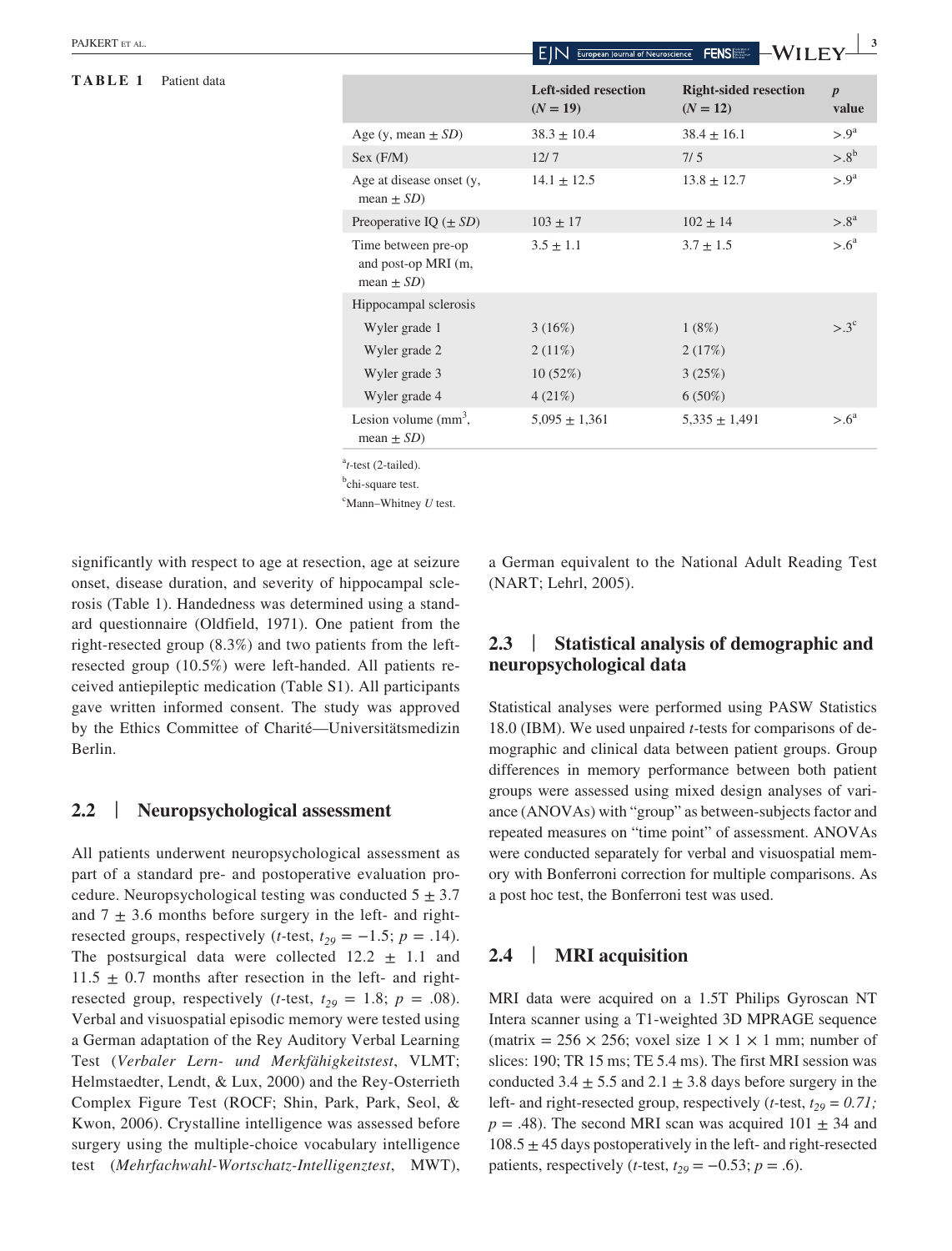**TABLE 1** Patient data

| | Left-sided resection ($N = 19$) | Right-sided resection ($N = 12$) | $p$ value |
|---|---|---|---|
| Age (y, mean ± $SD$) | 38.3 ± 10.4 | 38.4 ± 16.1 | >.9[a] |
| Sex (F/M) | 12/ 7 | 7/ 5 | >.8[b] |
| Age at disease onset (y, mean ± $SD$) | 14.1 ± 12.5 | 13.8 ± 12.7 | >.9[a] |
| Preoperative IQ (± $SD$) | 103 ± 17 | 102 ± 14 | >.8[a] |
| Time between pre-op and post-op MRI (m, mean ± $SD$) | 3.5 ± 1.1 | 3.7 ± 1.5 | >.6[a] |
| Hippocampal sclerosis | | | |
| Wyler grade 1 | 3 (16%) | 1 (8%) | >.3[c] |
| Wyler grade 2 | 2 (11%) | 2 (17%) | |
| Wyler grade 3 | 10 (52%) | 3 (25%) | |
| Wyler grade 4 | 4 (21%) | 6 (50%) | |
| Lesion volume (mm$^3$, mean ± $SD$) | 5,095 ± 1,361 | 5,335 ± 1,491 | >.6[a] |

[a] $t$-test (2-tailed).
[b] chi-square test.
[c] Mann–Whitney $U$ test.

significantly with respect to age at resection, age at seizure onset, disease duration, and severity of hippocampal sclerosis (Table 1). Handedness was determined using a standard questionnaire (Oldfield, 1971). One patient from the right-resected group (8.3%) and two patients from the left-resected group (10.5%) were left-handed. All patients received antiepileptic medication (Table S1). All participants gave written informed consent. The study was approved by the Ethics Committee of Charité—Universitätsmedizin Berlin.

## 2.2 | Neuropsychological assessment

All patients underwent neuropsychological assessment as part of a standard pre- and postoperative evaluation procedure. Neuropsychological testing was conducted 5 ± 3.7 and 7 ± 3.6 months before surgery in the left- and right-resected groups, respectively ($t$-test, $t_{29} = -1.5$; $p = .14$). The postsurgical data were collected 12.2 ± 1.1 and 11.5 ± 0.7 months after resection in the left- and right-resected group, respectively ($t$-test, $t_{29} = 1.8$; $p = .08$). Verbal and visuospatial episodic memory were tested using a German adaptation of the Rey Auditory Verbal Learning Test (*Verbaler Lern- und Merkfähigkeitstest*, VLMT; Helmstaedter, Lendt, & Lux, 2000) and the Rey-Osterrieth Complex Figure Test (ROCF; Shin, Park, Park, Seol, & Kwon, 2006). Crystalline intelligence was assessed before surgery using the multiple-choice vocabulary intelligence test (*Mehrfachwahl-Wortschatz-Intelligenztest*, MWT), a German equivalent to the National Adult Reading Test (NART; Lehrl, 2005).

## 2.3 | Statistical analysis of demographic and neuropsychological data

Statistical analyses were performed using PASW Statistics 18.0 (IBM). We used unpaired $t$-tests for comparisons of demographic and clinical data between patient groups. Group differences in memory performance between both patient groups were assessed using mixed design analyses of variance (ANOVAs) with "group" as between-subjects factor and repeated measures on "time point" of assessment. ANOVAs were conducted separately for verbal and visuospatial memory with Bonferroni correction for multiple comparisons. As a post hoc test, the Bonferroni test was used.

## 2.4 | MRI acquisition

MRI data were acquired on a 1.5T Philips Gyroscan NT Intera scanner using a T1-weighted 3D MPRAGE sequence (matrix = 256 × 256; voxel size 1 × 1 × 1 mm; number of slices: 190; TR 15 ms; TE 5.4 ms). The first MRI session was conducted 3.4 ± 5.5 and 2.1 ± 3.8 days before surgery in the left- and right-resected group, respectively ($t$-test, $t_{29} = 0.71$; $p = .48$). The second MRI scan was acquired 101 ± 34 and 108.5 ± 45 days postoperatively in the left- and right-resected patients, respectively ($t$-test, $t_{29} = -0.53$; $p = .6$).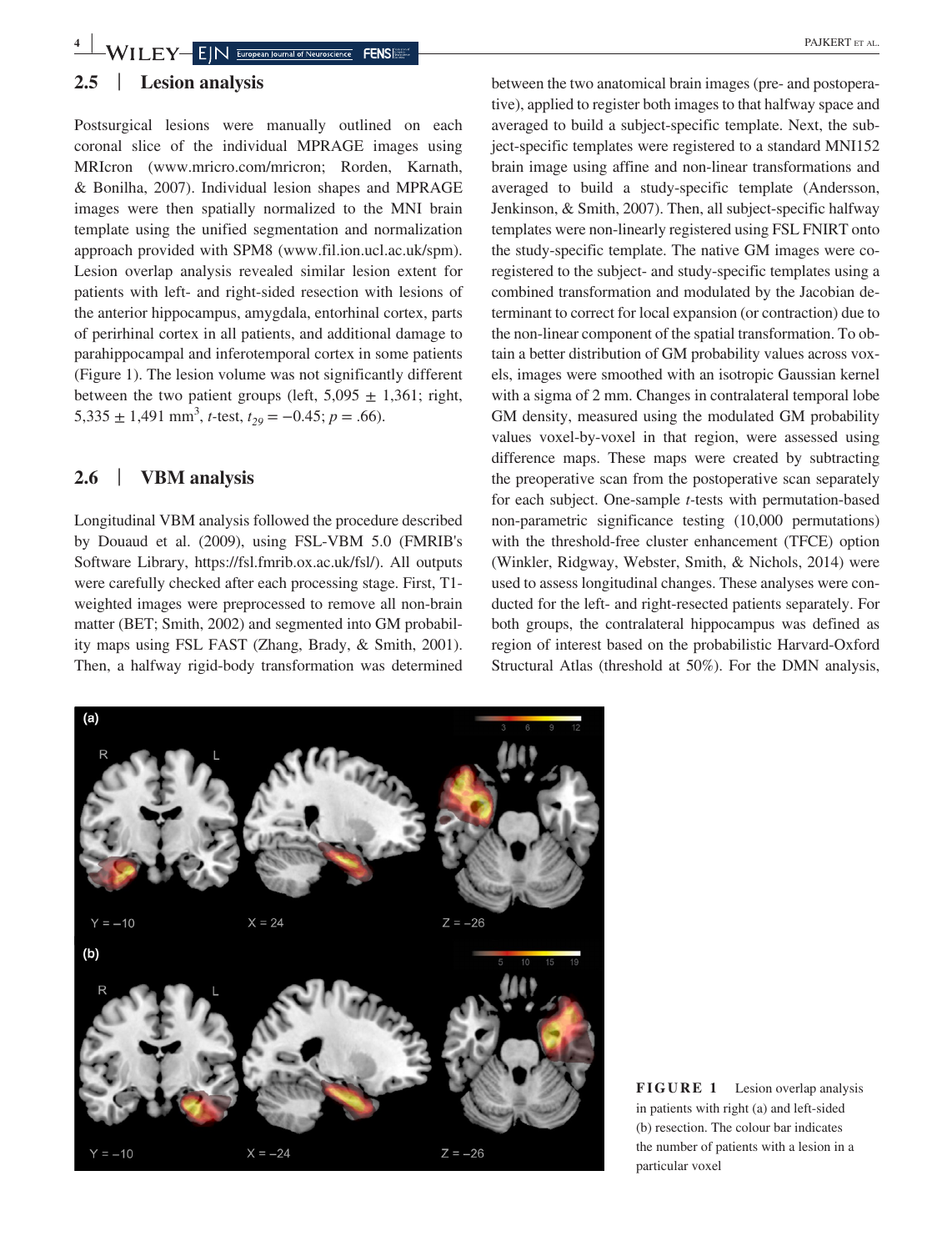## 2.5 | Lesion analysis

Postsurgical lesions were manually outlined on each coronal slice of the individual MPRAGE images using MRIcron (www.mricro.com/mricron; Rorden, Karnath, & Bonilha, 2007). Individual lesion shapes and MPRAGE images were then spatially normalized to the MNI brain template using the unified segmentation and normalization approach provided with SPM8 (www.fil.ion.ucl.ac.uk/spm). Lesion overlap analysis revealed similar lesion extent for patients with left- and right-sided resection with lesions of the anterior hippocampus, amygdala, entorhinal cortex, parts of perirhinal cortex in all patients, and additional damage to parahippocampal and inferotemporal cortex in some patients (Figure 1). The lesion volume was not significantly different between the two patient groups (left, 5,095 ± 1,361; right, 5,335 ± 1,491 mm$^3$, *t*-test, $t_{29} = -0.45$; $p = .66$).

## 2.6 | VBM analysis

Longitudinal VBM analysis followed the procedure described by Douaud et al. (2009), using FSL-VBM 5.0 (FMRIB's Software Library, https://fsl.fmrib.ox.ac.uk/fsl/). All outputs were carefully checked after each processing stage. First, T1-weighted images were preprocessed to remove all non-brain matter (BET; Smith, 2002) and segmented into GM probability maps using FSL FAST (Zhang, Brady, & Smith, 2001). Then, a halfway rigid-body transformation was determined between the two anatomical brain images (pre- and postoperative), applied to register both images to that halfway space and averaged to build a subject-specific template. Next, the subject-specific templates were registered to a standard MNI152 brain image using affine and non-linear transformations and averaged to build a study-specific template (Andersson, Jenkinson, & Smith, 2007). Then, all subject-specific halfway templates were non-linearly registered using FSL FNIRT onto the study-specific template. The native GM images were co-registered to the subject- and study-specific templates using a combined transformation and modulated by the Jacobian determinant to correct for local expansion (or contraction) due to the non-linear component of the spatial transformation. To obtain a better distribution of GM probability values across voxels, images were smoothed with an isotropic Gaussian kernel with a sigma of 2 mm. Changes in contralateral temporal lobe GM density, measured using the modulated GM probability values voxel-by-voxel in that region, were assessed using difference maps. These maps were created by subtracting the preoperative scan from the postoperative scan separately for each subject. One-sample *t*-tests with permutation-based non-parametric significance testing (10,000 permutations) with the threshold-free cluster enhancement (TFCE) option (Winkler, Ridgway, Webster, Smith, & Nichols, 2014) were used to assess longitudinal changes. These analyses were conducted for the left- and right-resected patients separately. For both groups, the contralateral hippocampus was defined as region of interest based on the probabilistic Harvard-Oxford Structural Atlas (threshold at 50%). For the DMN analysis,

**FIGURE 1** Lesion overlap analysis in patients with right (a) and left-sided (b) resection. The colour bar indicates the number of patients with a lesion in a particular voxel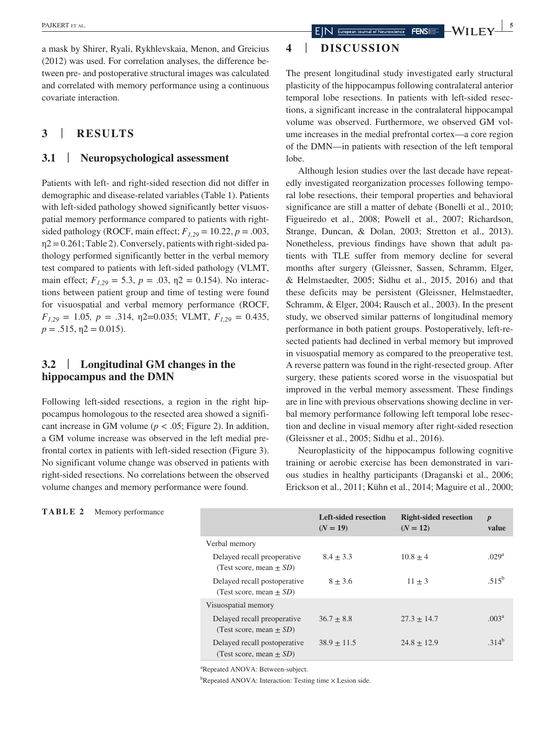a mask by Shirer, Ryali, Rykhlevskaia, Menon, and Greicius (2012) was used. For correlation analyses, the difference between pre- and postoperative structural images was calculated and correlated with memory performance using a continuous covariate interaction.

## 3 | RESULTS

### 3.1 | Neuropsychological assessment

Patients with left- and right-sided resection did not differ in demographic and disease-related variables (Table 1). Patients with left-sided pathology showed significantly better visuospatial memory performance compared to patients with right-sided pathology (ROCF, main effect; $F_{1,29} = 10.22$, $p = .003$, $\eta2 = 0.261$; Table 2). Conversely, patients with right-sided pathology performed significantly better in the verbal memory test compared to patients with left-sided pathology (VLMT, main effect; $F_{1,29} = 5.3$, $p = .03$, $\eta2 = 0.154$). No interactions between patient group and time of testing were found for visuospatial and verbal memory performance (ROCF, $F_{1,29} = 1.05$, $p = .314$, $\eta2=0.035$; VLMT, $F_{1,29} = 0.435$, $p = .515$, $\eta2 = 0.015$).

### 3.2 | Longitudinal GM changes in the hippocampus and the DMN

Following left-sided resections, a region in the right hippocampus homologous to the resected area showed a significant increase in GM volume ($p < .05$; Figure 2). In addition, a GM volume increase was observed in the left medial prefrontal cortex in patients with left-sided resection (Figure 3). No significant volume change was observed in patients with right-sided resections. No correlations between the observed volume changes and memory performance were found.

## 4 | DISCUSSION

The present longitudinal study investigated early structural plasticity of the hippocampus following contralateral anterior temporal lobe resections. In patients with left-sided resections, a significant increase in the contralateral hippocampal volume was observed. Furthermore, we observed GM volume increases in the medial prefrontal cortex—a core region of the DMN—in patients with resection of the left temporal lobe.

Although lesion studies over the last decade have repeatedly investigated reorganization processes following temporal lobe resections, their temporal properties and behavioral significance are still a matter of debate (Bonelli et al., 2010; Figueiredo et al., 2008; Powell et al., 2007; Richardson, Strange, Duncan, & Dolan, 2003; Stretton et al., 2013). Nonetheless, previous findings have shown that adult patients with TLE suffer from memory decline for several months after surgery (Gleissner, Sassen, Schramm, Elger, & Helmstaedter, 2005; Sidhu et al., 2015, 2016) and that these deficits may be persistent (Gleissner, Helmstaedter, Schramm, & Elger, 2004; Rausch et al., 2003). In the present study, we observed similar patterns of longitudinal memory performance in both patient groups. Postoperatively, left-resected patients had declined in verbal memory but improved in visuospatial memory as compared to the preoperative test. A reverse pattern was found in the right-resected group. After surgery, these patients scored worse in the visuospatial but improved in the verbal memory assessment. These findings are in line with previous observations showing decline in verbal memory performance following left temporal lobe resection and decline in visual memory after right-sided resection (Gleissner et al., 2005; Sidhu et al., 2016).

Neuroplasticity of the hippocampus following cognitive training or aerobic exercise has been demonstrated in various studies in healthy participants (Draganski et al., 2006; Erickson et al., 2011; Kühn et al., 2014; Maguire et al., 2000;

**TABLE 2** Memory performance

| | Left-sided resection ($N = 19$) | Right-sided resection ($N = 12$) | *p* value |
|---|---|---|---|
| Verbal memory | | | |
| Delayed recall preoperative (Test score, mean ± *SD*) | 8.4 ± 3.3 | 10.8 ± 4 | .029[a] |
| Delayed recall postoperative (Test score, mean ± *SD*) | 8 ± 3.6 | 11 ± 3 | .515[b] |
| Visuospatial memory | | | |
| Delayed recall preoperative (Test score, mean ± *SD*) | 36.7 ± 8.8 | 27.3 ± 14.7 | .003[a] |
| Delayed recall postoperative (Test score, mean ± *SD*) | 38.9 ± 11.5 | 24.8 ± 12.9 | .314[b] |

[a]Repeated ANOVA: Between-subject.

[b]Repeated ANOVA: Interaction: Testing time × Lesion side.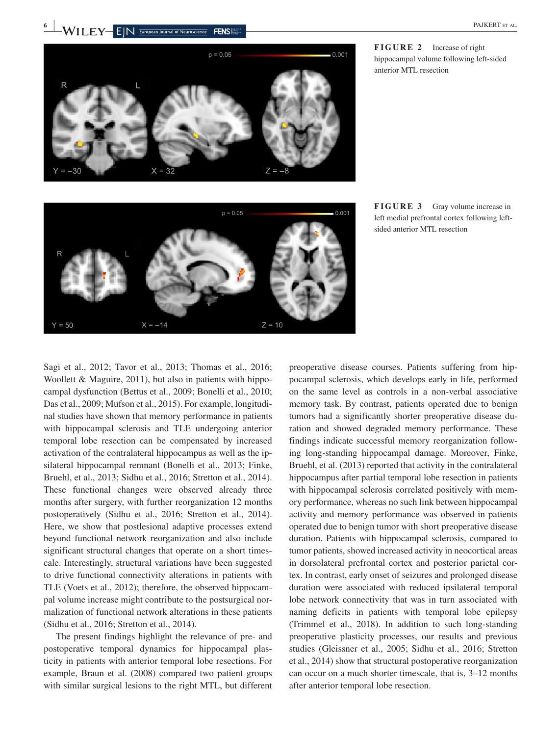**FIGURE 2** Increase of right hippocampal volume following left-sided anterior MTL resection

**FIGURE 3** Gray volume increase in left medial prefrontal cortex following left-sided anterior MTL resection

Sagi et al., 2012; Tavor et al., 2013; Thomas et al., 2016; Woollett & Maguire, 2011), but also in patients with hippocampal dysfunction (Bettus et al., 2009; Bonelli et al., 2010; Das et al., 2009; Mufson et al., 2015). For example, longitudinal studies have shown that memory performance in patients with hippocampal sclerosis and TLE undergoing anterior temporal lobe resection can be compensated by increased activation of the contralateral hippocampus as well as the ipsilateral hippocampal remnant (Bonelli et al., 2013; Finke, Bruehl, et al., 2013; Sidhu et al., 2016; Stretton et al., 2014). These functional changes were observed already three months after surgery, with further reorganization 12 months postoperatively (Sidhu et al., 2016; Stretton et al., 2014). Here, we show that postlesional adaptive processes extend beyond functional network reorganization and also include significant structural changes that operate on a short timescale. Interestingly, structural variations have been suggested to drive functional connectivity alterations in patients with TLE (Voets et al., 2012); therefore, the observed hippocampal volume increase might contribute to the postsurgical normalization of functional network alterations in these patients (Sidhu et al., 2016; Stretton et al., 2014).

The present findings highlight the relevance of pre- and postoperative temporal dynamics for hippocampal plasticity in patients with anterior temporal lobe resections. For example, Braun et al. (2008) compared two patient groups with similar surgical lesions to the right MTL, but different preoperative disease courses. Patients suffering from hippocampal sclerosis, which develops early in life, performed on the same level as controls in a non-verbal associative memory task. By contrast, patients operated due to benign tumors had a significantly shorter preoperative disease duration and showed degraded memory performance. These findings indicate successful memory reorganization following long-standing hippocampal damage. Moreover, Finke, Bruehl, et al. (2013) reported that activity in the contralateral hippocampus after partial temporal lobe resection in patients with hippocampal sclerosis correlated positively with memory performance, whereas no such link between hippocampal activity and memory performance was observed in patients operated due to benign tumor with short preoperative disease duration. Patients with hippocampal sclerosis, compared to tumor patients, showed increased activity in neocortical areas in dorsolateral prefrontal cortex and posterior parietal cortex. In contrast, early onset of seizures and prolonged disease duration were associated with reduced ipsilateral temporal lobe network connectivity that was in turn associated with naming deficits in patients with temporal lobe epilepsy (Trimmel et al., 2018). In addition to such long-standing preoperative plasticity processes, our results and previous studies (Gleissner et al., 2005; Sidhu et al., 2016; Stretton et al., 2014) show that structural postoperative reorganization can occur on a much shorter timescale, that is, 3–12 months after anterior temporal lobe resection.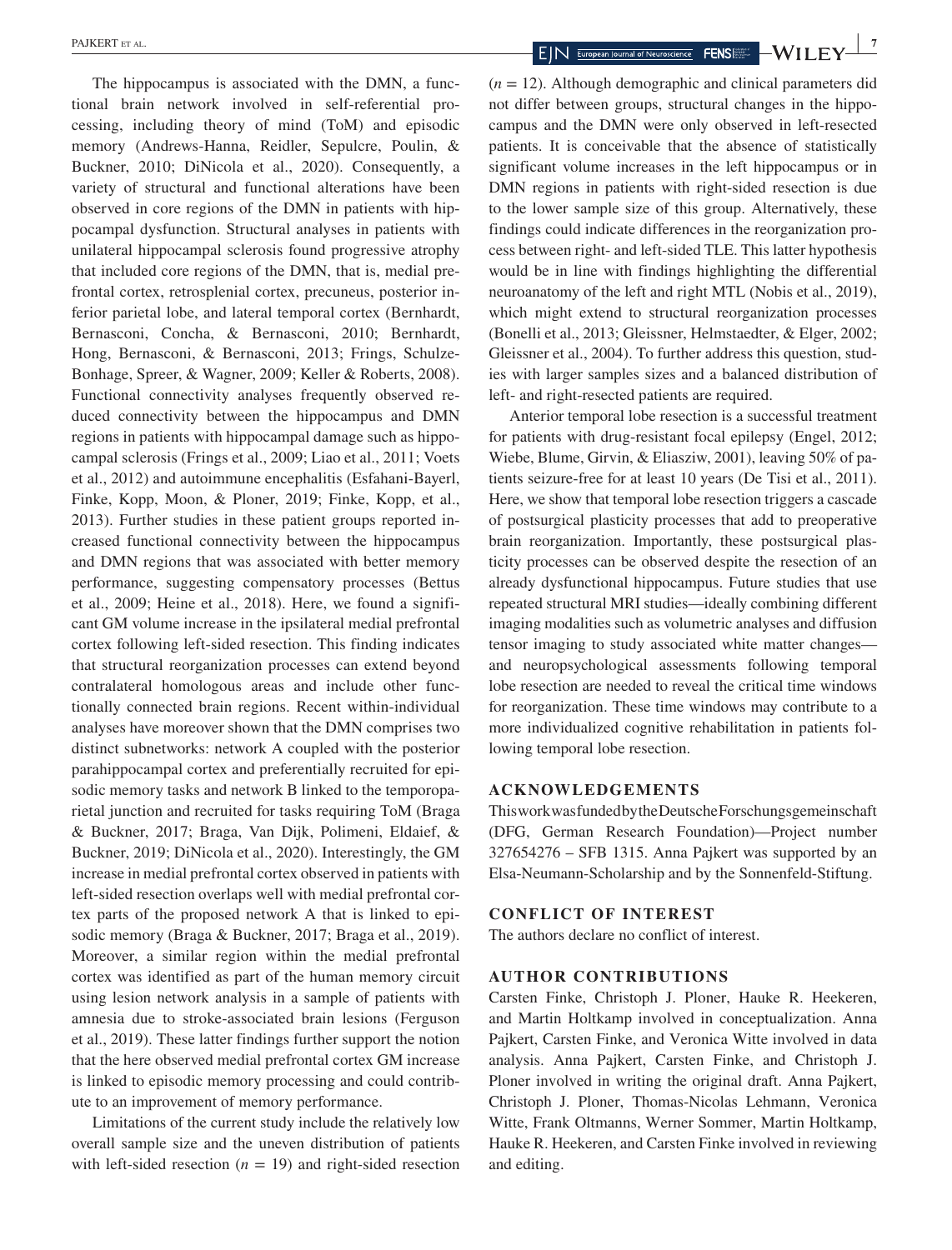The hippocampus is associated with the DMN, a functional brain network involved in self-referential processing, including theory of mind (ToM) and episodic memory (Andrews-Hanna, Reidler, Sepulcre, Poulin, & Buckner, 2010; DiNicola et al., 2020). Consequently, a variety of structural and functional alterations have been observed in core regions of the DMN in patients with hippocampal dysfunction. Structural analyses in patients with unilateral hippocampal sclerosis found progressive atrophy that included core regions of the DMN, that is, medial prefrontal cortex, retrosplenial cortex, precuneus, posterior inferior parietal lobe, and lateral temporal cortex (Bernhardt, Bernasconi, Concha, & Bernasconi, 2010; Bernhardt, Hong, Bernasconi, & Bernasconi, 2013; Frings, Schulze-Bonhage, Spreer, & Wagner, 2009; Keller & Roberts, 2008). Functional connectivity analyses frequently observed reduced connectivity between the hippocampus and DMN regions in patients with hippocampal damage such as hippocampal sclerosis (Frings et al., 2009; Liao et al., 2011; Voets et al., 2012) and autoimmune encephalitis (Esfahani-Bayerl, Finke, Kopp, Moon, & Ploner, 2019; Finke, Kopp, et al., 2013). Further studies in these patient groups reported increased functional connectivity between the hippocampus and DMN regions that was associated with better memory performance, suggesting compensatory processes (Bettus et al., 2009; Heine et al., 2018). Here, we found a significant GM volume increase in the ipsilateral medial prefrontal cortex following left-sided resection. This finding indicates that structural reorganization processes can extend beyond contralateral homologous areas and include other functionally connected brain regions. Recent within-individual analyses have moreover shown that the DMN comprises two distinct subnetworks: network A coupled with the posterior parahippocampal cortex and preferentially recruited for episodic memory tasks and network B linked to the temporoparietal junction and recruited for tasks requiring ToM (Braga & Buckner, 2017; Braga, Van Dijk, Polimeni, Eldaief, & Buckner, 2019; DiNicola et al., 2020). Interestingly, the GM increase in medial prefrontal cortex observed in patients with left-sided resection overlaps well with medial prefrontal cortex parts of the proposed network A that is linked to episodic memory (Braga & Buckner, 2017; Braga et al., 2019). Moreover, a similar region within the medial prefrontal cortex was identified as part of the human memory circuit using lesion network analysis in a sample of patients with amnesia due to stroke-associated brain lesions (Ferguson et al., 2019). These latter findings further support the notion that the here observed medial prefrontal cortex GM increase is linked to episodic memory processing and could contribute to an improvement of memory performance.

Limitations of the current study include the relatively low overall sample size and the uneven distribution of patients with left-sided resection ($n$ = 19) and right-sided resection ($n$ = 12). Although demographic and clinical parameters did not differ between groups, structural changes in the hippocampus and the DMN were only observed in left-resected patients. It is conceivable that the absence of statistically significant volume increases in the left hippocampus or in DMN regions in patients with right-sided resection is due to the lower sample size of this group. Alternatively, these findings could indicate differences in the reorganization process between right- and left-sided TLE. This latter hypothesis would be in line with findings highlighting the differential neuroanatomy of the left and right MTL (Nobis et al., 2019), which might extend to structural reorganization processes (Bonelli et al., 2013; Gleissner, Helmstaedter, & Elger, 2002; Gleissner et al., 2004). To further address this question, studies with larger samples sizes and a balanced distribution of left- and right-resected patients are required.

Anterior temporal lobe resection is a successful treatment for patients with drug-resistant focal epilepsy (Engel, 2012; Wiebe, Blume, Girvin, & Eliasziw, 2001), leaving 50% of patients seizure-free for at least 10 years (De Tisi et al., 2011). Here, we show that temporal lobe resection triggers a cascade of postsurgical plasticity processes that add to preoperative brain reorganization. Importantly, these postsurgical plasticity processes can be observed despite the resection of an already dysfunctional hippocampus. Future studies that use repeated structural MRI studies—ideally combining different imaging modalities such as volumetric analyses and diffusion tensor imaging to study associated white matter changes—and neuropsychological assessments following temporal lobe resection are needed to reveal the critical time windows for reorganization. These time windows may contribute to a more individualized cognitive rehabilitation in patients following temporal lobe resection.

## ACKNOWLEDGEMENTS

This work was funded by the Deutsche Forschungsgemeinschaft (DFG, German Research Foundation)—Project number 327654276 – SFB 1315. Anna Pajkert was supported by an Elsa-Neumann-Scholarship and by the Sonnenfeld-Stiftung.

## CONFLICT OF INTEREST

The authors declare no conflict of interest.

## AUTHOR CONTRIBUTIONS

Carsten Finke, Christoph J. Ploner, Hauke R. Heekeren, and Martin Holtkamp involved in conceptualization. Anna Pajkert, Carsten Finke, and Veronica Witte involved in data analysis. Anna Pajkert, Carsten Finke, and Christoph J. Ploner involved in writing the original draft. Anna Pajkert, Christoph J. Ploner, Thomas-Nicolas Lehmann, Veronica Witte, Frank Oltmanns, Werner Sommer, Martin Holtkamp, Hauke R. Heekeren, and Carsten Finke involved in reviewing and editing.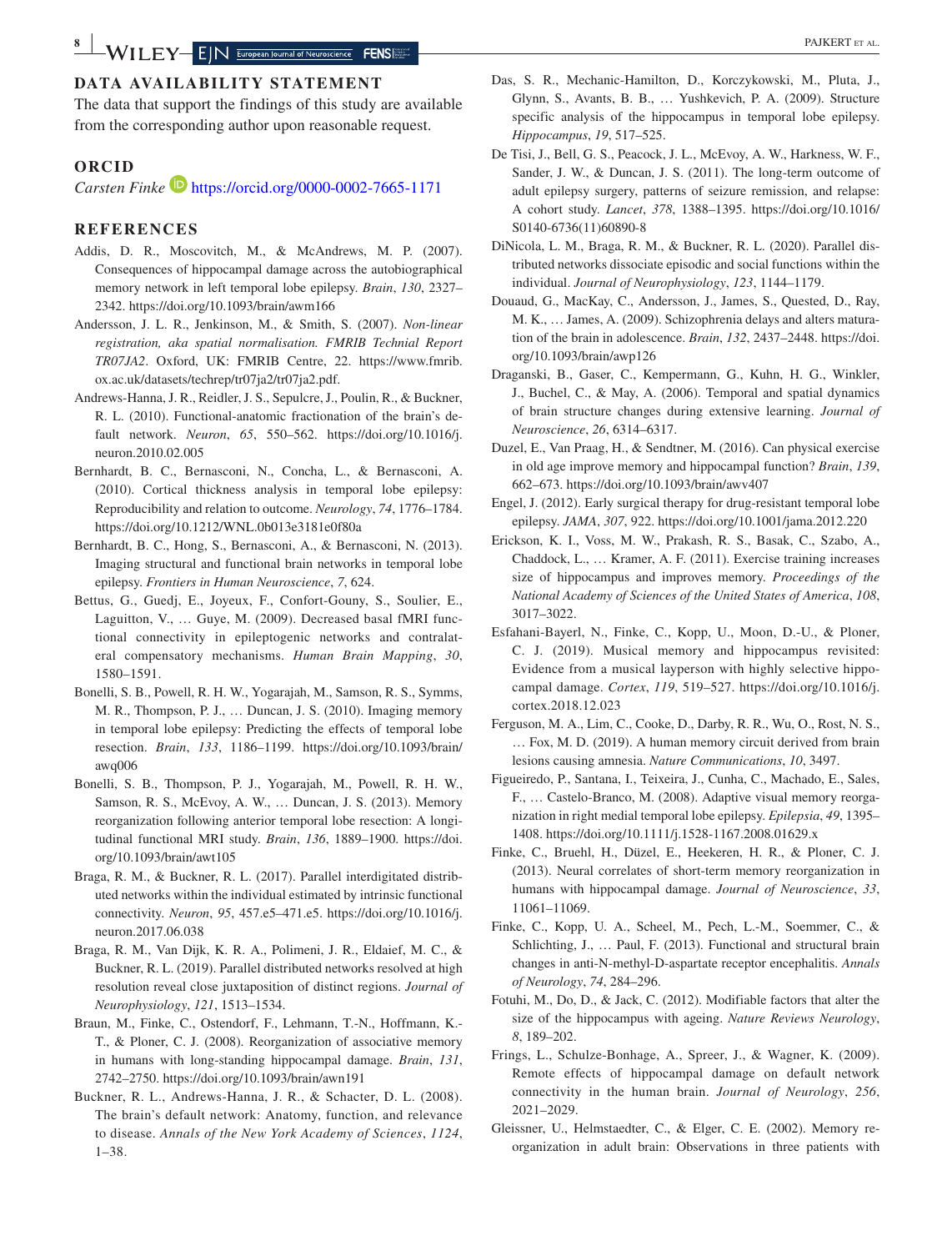## DATA AVAILABILITY STATEMENT

The data that support the findings of this study are available from the corresponding author upon reasonable request.

## ORCID

*Carsten Finke* https://orcid.org/0000-0002-7665-1171

## REFERENCES

Addis, D. R., Moscovitch, M., & McAndrews, M. P. (2007). Consequences of hippocampal damage across the autobiographical memory network in left temporal lobe epilepsy. *Brain*, *130*, 2327–2342. https://doi.org/10.1093/brain/awm166

Andersson, J. L. R., Jenkinson, M., & Smith, S. (2007). *Non-linear registration, aka spatial normalisation. FMRIB Technial Report TR07JA2*. Oxford, UK: FMRIB Centre, 22. https://www.fmrib.ox.ac.uk/datasets/techrep/tr07ja2/tr07ja2.pdf.

Andrews-Hanna, J. R., Reidler, J. S., Sepulcre, J., Poulin, R., & Buckner, R. L. (2010). Functional-anatomic fractionation of the brain's default network. *Neuron*, *65*, 550–562. https://doi.org/10.1016/j.neuron.2010.02.005

Bernhardt, B. C., Bernasconi, N., Concha, L., & Bernasconi, A. (2010). Cortical thickness analysis in temporal lobe epilepsy: Reproducibility and relation to outcome. *Neurology*, *74*, 1776–1784. https://doi.org/10.1212/WNL.0b013e3181e0f80a

Bernhardt, B. C., Hong, S., Bernasconi, A., & Bernasconi, N. (2013). Imaging structural and functional brain networks in temporal lobe epilepsy. *Frontiers in Human Neuroscience*, *7*, 624.

Bettus, G., Guedj, E., Joyeux, F., Confort-Gouny, S., Soulier, E., Laguitton, V., … Guye, M. (2009). Decreased basal fMRI functional connectivity in epileptogenic networks and contralateral compensatory mechanisms. *Human Brain Mapping*, *30*, 1580–1591.

Bonelli, S. B., Powell, R. H. W., Yogarajah, M., Samson, R. S., Symms, M. R., Thompson, P. J., … Duncan, J. S. (2010). Imaging memory in temporal lobe epilepsy: Predicting the effects of temporal lobe resection. *Brain*, *133*, 1186–1199. https://doi.org/10.1093/brain/awq006

Bonelli, S. B., Thompson, P. J., Yogarajah, M., Powell, R. H. W., Samson, R. S., McEvoy, A. W., … Duncan, J. S. (2013). Memory reorganization following anterior temporal lobe resection: A longitudinal functional MRI study. *Brain*, *136*, 1889–1900. https://doi.org/10.1093/brain/awt105

Braga, R. M., & Buckner, R. L. (2017). Parallel interdigitated distributed networks within the individual estimated by intrinsic functional connectivity. *Neuron*, *95*, 457.e5–471.e5. https://doi.org/10.1016/j.neuron.2017.06.038

Braga, R. M., Van Dijk, K. R. A., Polimeni, J. R., Eldaief, M. C., & Buckner, R. L. (2019). Parallel distributed networks resolved at high resolution reveal close juxtaposition of distinct regions. *Journal of Neurophysiology*, *121*, 1513–1534.

Braun, M., Finke, C., Ostendorf, F., Lehmann, T.-N., Hoffmann, K.-T., & Ploner, C. J. (2008). Reorganization of associative memory in humans with long-standing hippocampal damage. *Brain*, *131*, 2742–2750. https://doi.org/10.1093/brain/awn191

Buckner, R. L., Andrews-Hanna, J. R., & Schacter, D. L. (2008). The brain's default network: Anatomy, function, and relevance to disease. *Annals of the New York Academy of Sciences*, *1124*, 1–38.

Das, S. R., Mechanic-Hamilton, D., Korczykowski, M., Pluta, J., Glynn, S., Avants, B. B., … Yushkevich, P. A. (2009). Structure specific analysis of the hippocampus in temporal lobe epilepsy. *Hippocampus*, *19*, 517–525.

De Tisi, J., Bell, G. S., Peacock, J. L., McEvoy, A. W., Harkness, W. F., Sander, J. W., & Duncan, J. S. (2011). The long-term outcome of adult epilepsy surgery, patterns of seizure remission, and relapse: A cohort study. *Lancet*, *378*, 1388–1395. https://doi.org/10.1016/S0140-6736(11)60890-8

DiNicola, L. M., Braga, R. M., & Buckner, R. L. (2020). Parallel distributed networks dissociate episodic and social functions within the individual. *Journal of Neurophysiology*, *123*, 1144–1179.

Douaud, G., MacKay, C., Andersson, J., James, S., Quested, D., Ray, M. K., … James, A. (2009). Schizophrenia delays and alters maturation of the brain in adolescence. *Brain*, *132*, 2437–2448. https://doi.org/10.1093/brain/awp126

Draganski, B., Gaser, C., Kempermann, G., Kuhn, H. G., Winkler, J., Buchel, C., & May, A. (2006). Temporal and spatial dynamics of brain structure changes during extensive learning. *Journal of Neuroscience*, *26*, 6314–6317.

Duzel, E., Van Praag, H., & Sendtner, M. (2016). Can physical exercise in old age improve memory and hippocampal function? *Brain*, *139*, 662–673. https://doi.org/10.1093/brain/awv407

Engel, J. (2012). Early surgical therapy for drug-resistant temporal lobe epilepsy. *JAMA*, *307*, 922. https://doi.org/10.1001/jama.2012.220

Erickson, K. I., Voss, M. W., Prakash, R. S., Basak, C., Szabo, A., Chaddock, L., … Kramer, A. F. (2011). Exercise training increases size of hippocampus and improves memory. *Proceedings of the National Academy of Sciences of the United States of America*, *108*, 3017–3022.

Esfahani-Bayerl, N., Finke, C., Kopp, U., Moon, D.-U., & Ploner, C. J. (2019). Musical memory and hippocampus revisited: Evidence from a musical layperson with highly selective hippocampal damage. *Cortex*, *119*, 519–527. https://doi.org/10.1016/j.cortex.2018.12.023

Ferguson, M. A., Lim, C., Cooke, D., Darby, R. R., Wu, O., Rost, N. S., … Fox, M. D. (2019). A human memory circuit derived from brain lesions causing amnesia. *Nature Communications*, *10*, 3497.

Figueiredo, P., Santana, I., Teixeira, J., Cunha, C., Machado, E., Sales, F., … Castelo-Branco, M. (2008). Adaptive visual memory reorganization in right medial temporal lobe epilepsy. *Epilepsia*, *49*, 1395–1408. https://doi.org/10.1111/j.1528-1167.2008.01629.x

Finke, C., Bruehl, H., Düzel, E., Heekeren, H. R., & Ploner, C. J. (2013). Neural correlates of short-term memory reorganization in humans with hippocampal damage. *Journal of Neuroscience*, *33*, 11061–11069.

Finke, C., Kopp, U. A., Scheel, M., Pech, L.-M., Soemmer, C., & Schlichting, J., … Paul, F. (2013). Functional and structural brain changes in anti-N-methyl-D-aspartate receptor encephalitis. *Annals of Neurology*, *74*, 284–296.

Fotuhi, M., Do, D., & Jack, C. (2012). Modifiable factors that alter the size of the hippocampus with ageing. *Nature Reviews Neurology*, *8*, 189–202.

Frings, L., Schulze-Bonhage, A., Spreer, J., & Wagner, K. (2009). Remote effects of hippocampal damage on default network connectivity in the human brain. *Journal of Neurology*, *256*, 2021–2029.

Gleissner, U., Helmstaedter, C., & Elger, C. E. (2002). Memory reorganization in adult brain: Observations in three patients with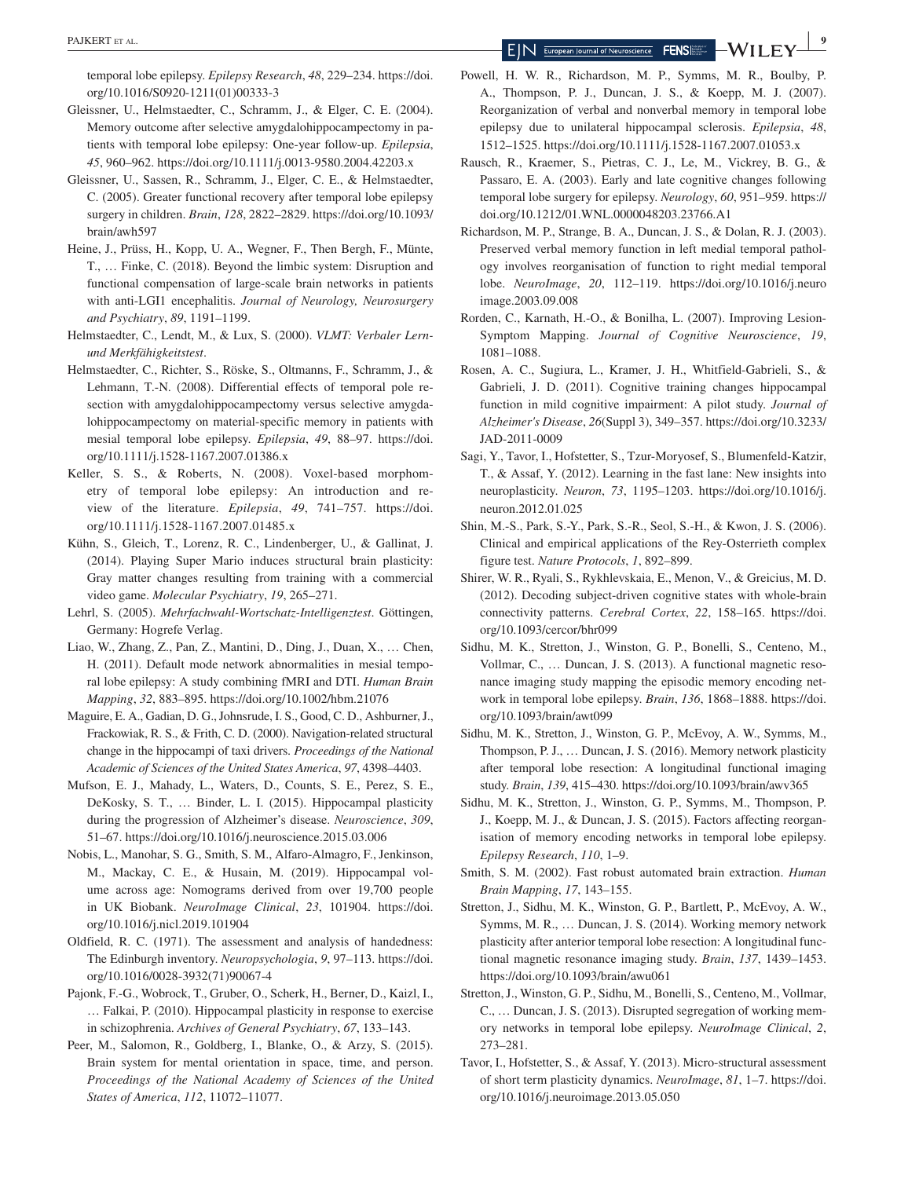temporal lobe epilepsy. *Epilepsy Research*, *48*, 229–234. https://doi.org/10.1016/S0920-1211(01)00333-3

Gleissner, U., Helmstaedter, C., Schramm, J., & Elger, C. E. (2004). Memory outcome after selective amygdalohippocampectomy in patients with temporal lobe epilepsy: One-year follow-up. *Epilepsia*, *45*, 960–962. https://doi.org/10.1111/j.0013-9580.2004.42203.x

Gleissner, U., Sassen, R., Schramm, J., Elger, C. E., & Helmstaedter, C. (2005). Greater functional recovery after temporal lobe epilepsy surgery in children. *Brain*, *128*, 2822–2829. https://doi.org/10.1093/brain/awh597

Heine, J., Prüss, H., Kopp, U. A., Wegner, F., Then Bergh, F., Münte, T., … Finke, C. (2018). Beyond the limbic system: Disruption and functional compensation of large-scale brain networks in patients with anti-LGI1 encephalitis. *Journal of Neurology, Neurosurgery and Psychiatry*, *89*, 1191–1199.

Helmstaedter, C., Lendt, M., & Lux, S. (2000). *VLMT: Verbaler Lern- und Merkfähigkeitstest*.

Helmstaedter, C., Richter, S., Röske, S., Oltmanns, F., Schramm, J., & Lehmann, T.-N. (2008). Differential effects of temporal pole resection with amygdalohippocampectomy versus selective amygdalohippocampectomy on material-specific memory in patients with mesial temporal lobe epilepsy. *Epilepsia*, *49*, 88–97. https://doi.org/10.1111/j.1528-1167.2007.01386.x

Keller, S. S., & Roberts, N. (2008). Voxel-based morphometry of temporal lobe epilepsy: An introduction and review of the literature. *Epilepsia*, *49*, 741–757. https://doi.org/10.1111/j.1528-1167.2007.01485.x

Kühn, S., Gleich, T., Lorenz, R. C., Lindenberger, U., & Gallinat, J. (2014). Playing Super Mario induces structural brain plasticity: Gray matter changes resulting from training with a commercial video game. *Molecular Psychiatry*, *19*, 265–271.

Lehrl, S. (2005). *Mehrfachwahl-Wortschatz-Intelligenztest*. Göttingen, Germany: Hogrefe Verlag.

Liao, W., Zhang, Z., Pan, Z., Mantini, D., Ding, J., Duan, X., … Chen, H. (2011). Default mode network abnormalities in mesial temporal lobe epilepsy: A study combining fMRI and DTI. *Human Brain Mapping*, *32*, 883–895. https://doi.org/10.1002/hbm.21076

Maguire, E. A., Gadian, D. G., Johnsrude, I. S., Good, C. D., Ashburner, J., Frackowiak, R. S., & Frith, C. D. (2000). Navigation-related structural change in the hippocampi of taxi drivers. *Proceedings of the National Academic of Sciences of the United States America*, *97*, 4398–4403.

Mufson, E. J., Mahady, L., Waters, D., Counts, S. E., Perez, S. E., DeKosky, S. T., … Binder, L. I. (2015). Hippocampal plasticity during the progression of Alzheimer's disease. *Neuroscience*, *309*, 51–67. https://doi.org/10.1016/j.neuroscience.2015.03.006

Nobis, L., Manohar, S. G., Smith, S. M., Alfaro-Almagro, F., Jenkinson, M., Mackay, C. E., & Husain, M. (2019). Hippocampal volume across age: Nomograms derived from over 19,700 people in UK Biobank. *NeuroImage Clinical*, *23*, 101904. https://doi.org/10.1016/j.nicl.2019.101904

Oldfield, R. C. (1971). The assessment and analysis of handedness: The Edinburgh inventory. *Neuropsychologia*, *9*, 97–113. https://doi.org/10.1016/0028-3932(71)90067-4

Pajonk, F.-G., Wobrock, T., Gruber, O., Scherk, H., Berner, D., Kaizl, I., … Falkai, P. (2010). Hippocampal plasticity in response to exercise in schizophrenia. *Archives of General Psychiatry*, *67*, 133–143.

Peer, M., Salomon, R., Goldberg, I., Blanke, O., & Arzy, S. (2015). Brain system for mental orientation in space, time, and person. *Proceedings of the National Academy of Sciences of the United States of America*, *112*, 11072–11077.

Powell, H. W. R., Richardson, M. P., Symms, M. R., Boulby, P. A., Thompson, P. J., Duncan, J. S., & Koepp, M. J. (2007). Reorganization of verbal and nonverbal memory in temporal lobe epilepsy due to unilateral hippocampal sclerosis. *Epilepsia*, *48*, 1512–1525. https://doi.org/10.1111/j.1528-1167.2007.01053.x

Rausch, R., Kraemer, S., Pietras, C. J., Le, M., Vickrey, B. G., & Passaro, E. A. (2003). Early and late cognitive changes following temporal lobe surgery for epilepsy. *Neurology*, *60*, 951–959. https://doi.org/10.1212/01.WNL.0000048203.23766.A1

Richardson, M. P., Strange, B. A., Duncan, J. S., & Dolan, R. J. (2003). Preserved verbal memory function in left medial temporal pathology involves reorganisation of function to right medial temporal lobe. *NeuroImage*, *20*, 112–119. https://doi.org/10.1016/j.neuroimage.2003.09.008

Rorden, C., Karnath, H.-O., & Bonilha, L. (2007). Improving Lesion-Symptom Mapping. *Journal of Cognitive Neuroscience*, *19*, 1081–1088.

Rosen, A. C., Sugiura, L., Kramer, J. H., Whitfield-Gabrieli, S., & Gabrieli, J. D. (2011). Cognitive training changes hippocampal function in mild cognitive impairment: A pilot study. *Journal of Alzheimer's Disease*, *26*(Suppl 3), 349–357. https://doi.org/10.3233/JAD-2011-0009

Sagi, Y., Tavor, I., Hofstetter, S., Tzur-Moryosef, S., Blumenfeld-Katzir, T., & Assaf, Y. (2012). Learning in the fast lane: New insights into neuroplasticity. *Neuron*, *73*, 1195–1203. https://doi.org/10.1016/j.neuron.2012.01.025

Shin, M.-S., Park, S.-Y., Park, S.-R., Seol, S.-H., & Kwon, J. S. (2006). Clinical and empirical applications of the Rey-Osterrieth complex figure test. *Nature Protocols*, *1*, 892–899.

Shirer, W. R., Ryali, S., Rykhlevskaia, E., Menon, V., & Greicius, M. D. (2012). Decoding subject-driven cognitive states with whole-brain connectivity patterns. *Cerebral Cortex*, *22*, 158–165. https://doi.org/10.1093/cercor/bhr099

Sidhu, M. K., Stretton, J., Winston, G. P., Bonelli, S., Centeno, M., Vollmar, C., … Duncan, J. S. (2013). A functional magnetic resonance imaging study mapping the episodic memory encoding network in temporal lobe epilepsy. *Brain*, *136*, 1868–1888. https://doi.org/10.1093/brain/awt099

Sidhu, M. K., Stretton, J., Winston, G. P., McEvoy, A. W., Symms, M., Thompson, P. J., … Duncan, J. S. (2016). Memory network plasticity after temporal lobe resection: A longitudinal functional imaging study. *Brain*, *139*, 415–430. https://doi.org/10.1093/brain/awv365

Sidhu, M. K., Stretton, J., Winston, G. P., Symms, M., Thompson, P. J., Koepp, M. J., & Duncan, J. S. (2015). Factors affecting reorganisation of memory encoding networks in temporal lobe epilepsy. *Epilepsy Research*, *110*, 1–9.

Smith, S. M. (2002). Fast robust automated brain extraction. *Human Brain Mapping*, *17*, 143–155.

Stretton, J., Sidhu, M. K., Winston, G. P., Bartlett, P., McEvoy, A. W., Symms, M. R., … Duncan, J. S. (2014). Working memory network plasticity after anterior temporal lobe resection: A longitudinal functional magnetic resonance imaging study. *Brain*, *137*, 1439–1453. https://doi.org/10.1093/brain/awu061

Stretton, J., Winston, G. P., Sidhu, M., Bonelli, S., Centeno, M., Vollmar, C., … Duncan, J. S. (2013). Disrupted segregation of working memory networks in temporal lobe epilepsy. *NeuroImage Clinical*, *2*, 273–281.

Tavor, I., Hofstetter, S., & Assaf, Y. (2013). Micro-structural assessment of short term plasticity dynamics. *NeuroImage*, *81*, 1–7. https://doi.org/10.1016/j.neuroimage.2013.05.050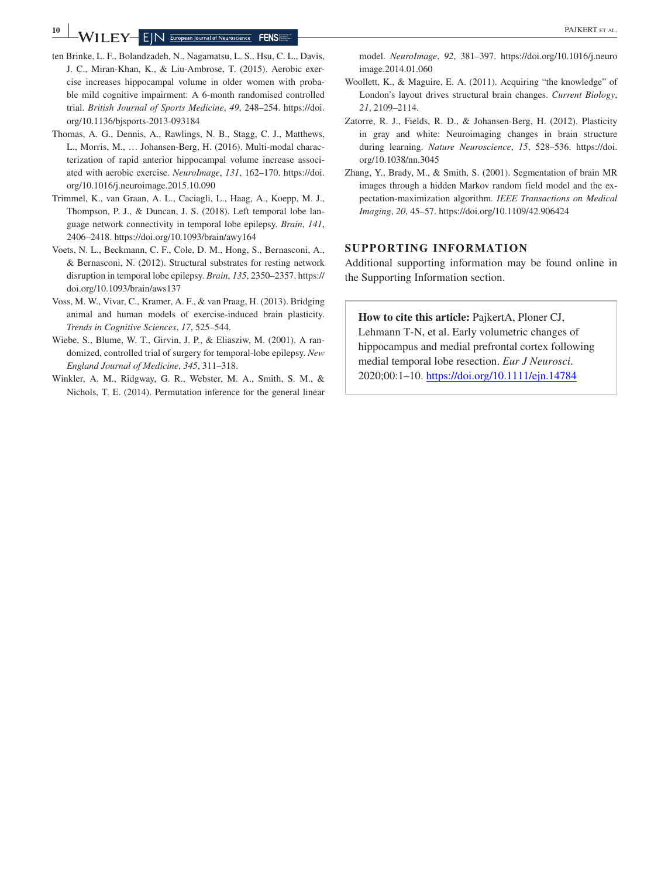ten Brinke, L. F., Bolandzadeh, N., Nagamatsu, L. S., Hsu, C. L., Davis, J. C., Miran-Khan, K., & Liu-Ambrose, T. (2015). Aerobic exercise increases hippocampal volume in older women with probable mild cognitive impairment: A 6-month randomised controlled trial. *British Journal of Sports Medicine*, *49*, 248–254. https://doi.org/10.1136/bjsports-2013-093184

Thomas, A. G., Dennis, A., Rawlings, N. B., Stagg, C. J., Matthews, L., Morris, M., … Johansen-Berg, H. (2016). Multi-modal characterization of rapid anterior hippocampal volume increase associated with aerobic exercise. *NeuroImage*, *131*, 162–170. https://doi.org/10.1016/j.neuroimage.2015.10.090

Trimmel, K., van Graan, A. L., Caciagli, L., Haag, A., Koepp, M. J., Thompson, P. J., & Duncan, J. S. (2018). Left temporal lobe language network connectivity in temporal lobe epilepsy. *Brain*, *141*, 2406–2418. https://doi.org/10.1093/brain/awy164

Voets, N. L., Beckmann, C. F., Cole, D. M., Hong, S., Bernasconi, A., & Bernasconi, N. (2012). Structural substrates for resting network disruption in temporal lobe epilepsy. *Brain*, *135*, 2350–2357. https://doi.org/10.1093/brain/aws137

Voss, M. W., Vivar, C., Kramer, A. F., & van Praag, H. (2013). Bridging animal and human models of exercise-induced brain plasticity. *Trends in Cognitive Sciences*, *17*, 525–544.

Wiebe, S., Blume, W. T., Girvin, J. P., & Eliasziw, M. (2001). A randomized, controlled trial of surgery for temporal-lobe epilepsy. *New England Journal of Medicine*, *345*, 311–318.

Winkler, A. M., Ridgway, G. R., Webster, M. A., Smith, S. M., & Nichols, T. E. (2014). Permutation inference for the general linear model. *NeuroImage*, *92*, 381–397. https://doi.org/10.1016/j.neuroimage.2014.01.060

Woollett, K., & Maguire, E. A. (2011). Acquiring "the knowledge" of London's layout drives structural brain changes. *Current Biology*, *21*, 2109–2114.

Zatorre, R. J., Fields, R. D., & Johansen-Berg, H. (2012). Plasticity in gray and white: Neuroimaging changes in brain structure during learning. *Nature Neuroscience*, *15*, 528–536. https://doi.org/10.1038/nn.3045

Zhang, Y., Brady, M., & Smith, S. (2001). Segmentation of brain MR images through a hidden Markov random field model and the expectation-maximization algorithm. *IEEE Transactions on Medical Imaging*, *20*, 45–57. https://doi.org/10.1109/42.906424

## SUPPORTING INFORMATION

Additional supporting information may be found online in the Supporting Information section.

**How to cite this article:** PajkertA, Ploner CJ, Lehmann T-N, et al. Early volumetric changes of hippocampus and medial prefrontal cortex following medial temporal lobe resection. *Eur J Neurosci*. 2020;00:1–10. https://doi.org/10.1111/ejn.14784